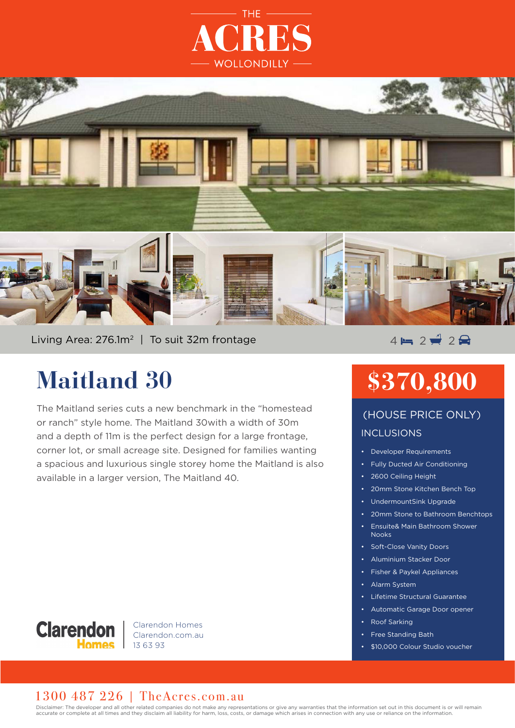THE

# ACRES

WOLLONDILLY

Living Area: 276.1m² | To suit 32m frontage

4 bed | 2 bath | 2 car

# Maitland 30

The Maitland series cuts a new benchmark in the "homestead or ranch" style home. The Maitland 30with a width of 30m and a depth of 11m is the perfect design for a large frontage, corner lot, or small acreage site. Designed for families wanting a spacious and luxurious single storey home the Maitland is also available in a larger version, The Maitland 40.

## $370,800

(HOUSE PRICE ONLY)

### INCLUSIONS

- Developer Requirements
- Fully Ducted Air Conditioning
- 2600 Ceiling Height
- 20mm Stone Kitchen Bench Top
- UndermountSink Upgrade
- 20mm Stone to Bathroom Benchtops
- Ensuite& Main Bathroom Shower Nooks
- Soft-Close Vanity Doors
- Aluminium Stacker Door
- Fisher & Paykel Appliances
- Alarm System
- Lifetime Structural Guarantee
- Automatic Garage Door opener
- Roof Sarking
- Free Standing Bath
- $10,000 Colour Studio voucher

Clarendon Homes

Clarendon Homes
Clarendon.com.au
13 63 93

1300 487 226 | TheAcres.com.au

Disclaimer: The developer and all other related companies do not make any representations or give any warranties that the information set out in this document is or will remain accurate or complete at all times and they disclaim all liability for harm, loss, costs, or damage which arises in connection with any use or reliance on the information.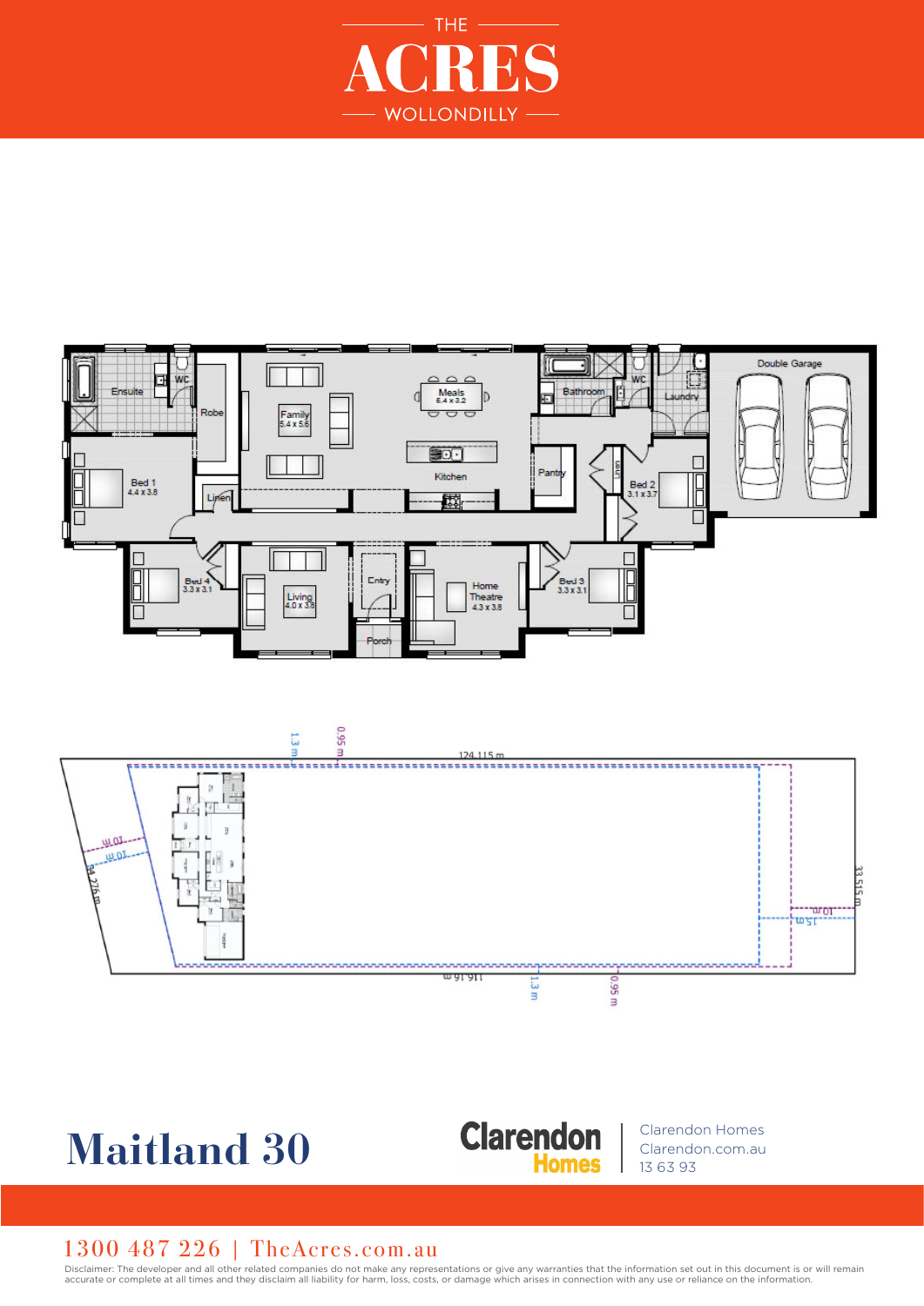THE

# ACRES

WOLLONDILLY

Ensuite
WC
Robe
Family
5.4 x 5.6
Meals
6.4 x 3.2
Bathroom
WC
Laundry
Double Garage
Bed 1
4.4 x 3.8
Linen
Kitchen
Pantry
Lin
Bed 2
3.1 x 3.7
Bed 4
3.3 x 3.1
Living
4.0 x 3.8
Entry
Home Theatre
4.3 x 3.8
Bed 3
3.3 x 3.1
Porch

1.3 m
0.95 m
124.115 m
10 m
10 m
34.276 m
33.515 m
10 m
15 m
116.16 m
1.3 m
0.95 m

# Maitland 30

Clarendon Homes

Clarendon Homes
Clarendon.com.au
13 63 93

1300 487 226 | TheAcres.com.au

Disclaimer: The developer and all other related companies do not make any representations or give any warranties that the information set out in this document is or will remain accurate or complete at all times and they disclaim all liability for harm, loss, costs, or damage which arises in connection with any use or reliance on the information.